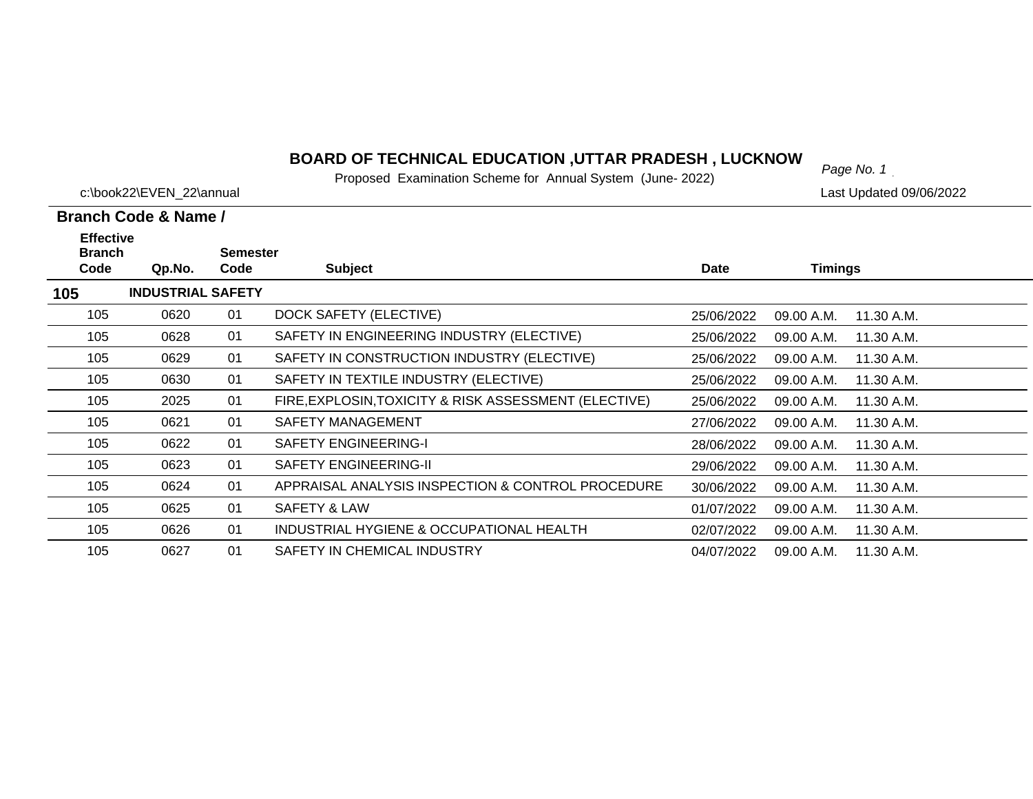# BOARD OF TECHNICAL EDUCATION ,UTTAR PRADESH , LUCKNOW

Proposed Examination Scheme for Annual System (June- 2022)

c:\book22\EVEN_22\annual

Last Updated 09/06/2022

**Branch Code & Name /**

| Effective Branch Code | Qp.No. | Semester Code | Subject | Date | Timings | |
|---|---|---|---|---|---|---|
| **105** | **INDUSTRIAL SAFETY** | | | | | |
| 105 | 0620 | 01 | DOCK SAFETY (ELECTIVE) | 25/06/2022 | 09.00 A.M. | 11.30 A.M. |
| 105 | 0628 | 01 | SAFETY IN ENGINEERING INDUSTRY (ELECTIVE) | 25/06/2022 | 09.00 A.M. | 11.30 A.M. |
| 105 | 0629 | 01 | SAFETY IN CONSTRUCTION INDUSTRY (ELECTIVE) | 25/06/2022 | 09.00 A.M. | 11.30 A.M. |
| 105 | 0630 | 01 | SAFETY IN TEXTILE INDUSTRY (ELECTIVE) | 25/06/2022 | 09.00 A.M. | 11.30 A.M. |
| 105 | 2025 | 01 | FIRE,EXPLOSIN,TOXICITY & RISK ASSESSMENT (ELECTIVE) | 25/06/2022 | 09.00 A.M. | 11.30 A.M. |
| 105 | 0621 | 01 | SAFETY MANAGEMENT | 27/06/2022 | 09.00 A.M. | 11.30 A.M. |
| 105 | 0622 | 01 | SAFETY ENGINEERING-I | 28/06/2022 | 09.00 A.M. | 11.30 A.M. |
| 105 | 0623 | 01 | SAFETY ENGINEERING-II | 29/06/2022 | 09.00 A.M. | 11.30 A.M. |
| 105 | 0624 | 01 | APPRAISAL ANALYSIS INSPECTION & CONTROL PROCEDURE | 30/06/2022 | 09.00 A.M. | 11.30 A.M. |
| 105 | 0625 | 01 | SAFETY & LAW | 01/07/2022 | 09.00 A.M. | 11.30 A.M. |
| 105 | 0626 | 01 | INDUSTRIAL HYGIENE & OCCUPATIONAL HEALTH | 02/07/2022 | 09.00 A.M. | 11.30 A.M. |
| 105 | 0627 | 01 | SAFETY IN CHEMICAL INDUSTRY | 04/07/2022 | 09.00 A.M. | 11.30 A.M. |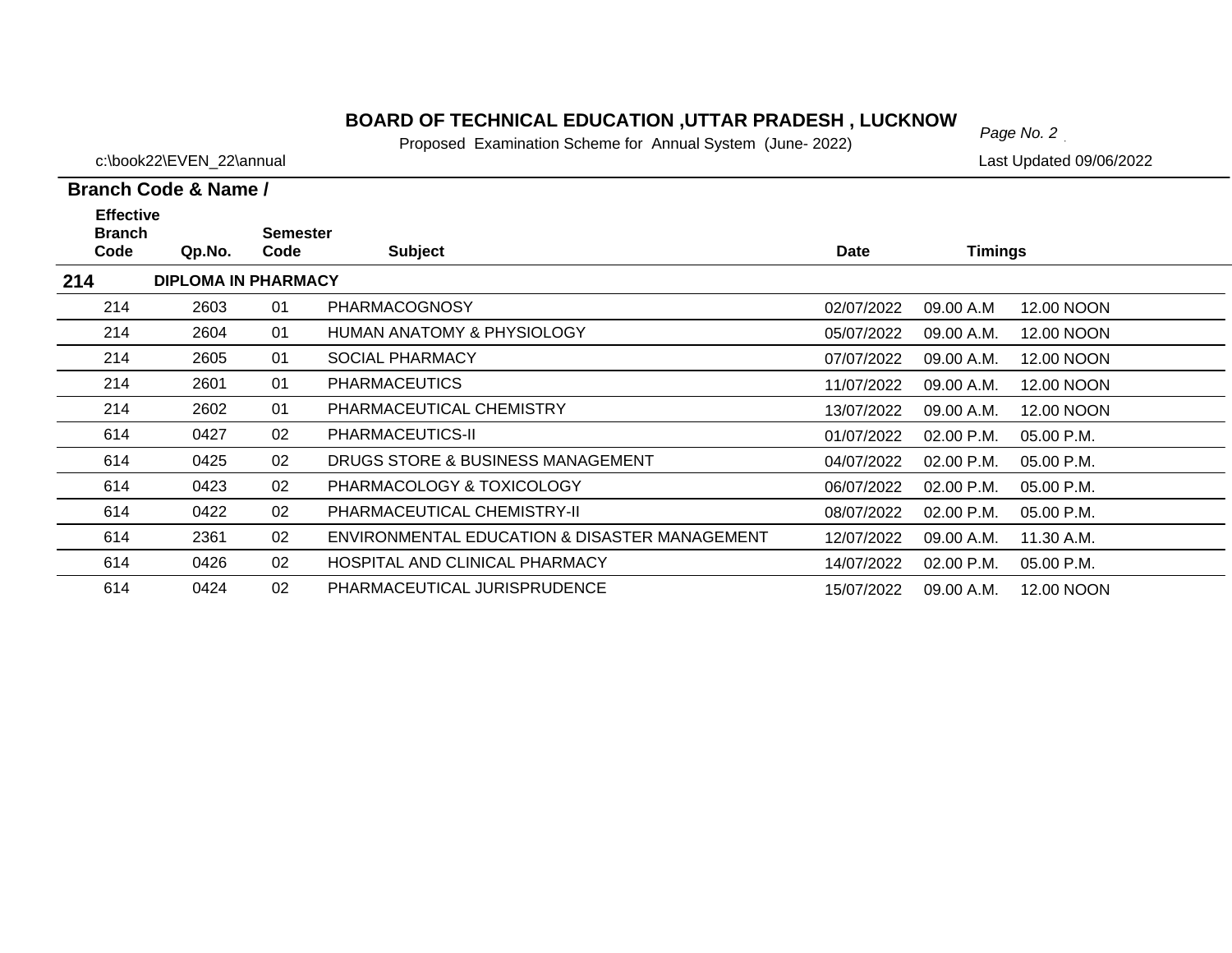## BOARD OF TECHNICAL EDUCATION ,UTTAR PRADESH , LUCKNOW

Proposed Examination Scheme for Annual System (June- 2022)

c:\book22\EVEN_22\annual

Last Updated 09/06/2022

**Branch Code & Name /**

| Effective Branch Code | Qp.No. | Semester Code | Subject | Date | Timings | |
|---|---|---|---|---|---|---|
| **214** | **DIPLOMA IN PHARMACY** | | | | | |
| 214 | 2603 | 01 | PHARMACOGNOSY | 02/07/2022 | 09.00 A.M | 12.00 NOON |
| 214 | 2604 | 01 | HUMAN ANATOMY & PHYSIOLOGY | 05/07/2022 | 09.00 A.M. | 12.00 NOON |
| 214 | 2605 | 01 | SOCIAL PHARMACY | 07/07/2022 | 09.00 A.M. | 12.00 NOON |
| 214 | 2601 | 01 | PHARMACEUTICS | 11/07/2022 | 09.00 A.M. | 12.00 NOON |
| 214 | 2602 | 01 | PHARMACEUTICAL CHEMISTRY | 13/07/2022 | 09.00 A.M. | 12.00 NOON |
| 614 | 0427 | 02 | PHARMACEUTICS-II | 01/07/2022 | 02.00 P.M. | 05.00 P.M. |
| 614 | 0425 | 02 | DRUGS STORE & BUSINESS MANAGEMENT | 04/07/2022 | 02.00 P.M. | 05.00 P.M. |
| 614 | 0423 | 02 | PHARMACOLOGY & TOXICOLOGY | 06/07/2022 | 02.00 P.M. | 05.00 P.M. |
| 614 | 0422 | 02 | PHARMACEUTICAL CHEMISTRY-II | 08/07/2022 | 02.00 P.M. | 05.00 P.M. |
| 614 | 2361 | 02 | ENVIRONMENTAL EDUCATION & DISASTER MANAGEMENT | 12/07/2022 | 09.00 A.M. | 11.30 A.M. |
| 614 | 0426 | 02 | HOSPITAL AND CLINICAL PHARMACY | 14/07/2022 | 02.00 P.M. | 05.00 P.M. |
| 614 | 0424 | 02 | PHARMACEUTICAL JURISPRUDENCE | 15/07/2022 | 09.00 A.M. | 12.00 NOON |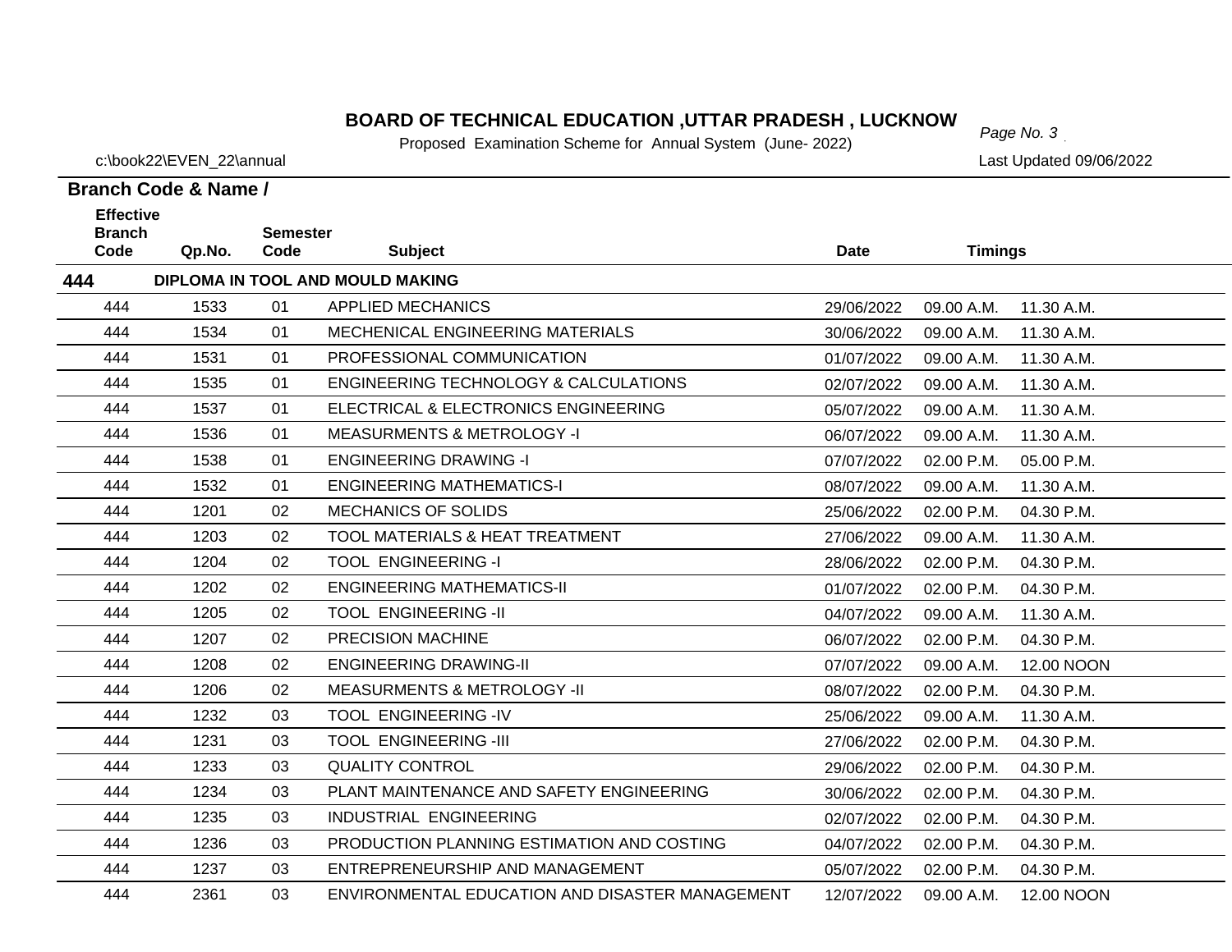# BOARD OF TECHNICAL EDUCATION ,UTTAR PRADESH , LUCKNOW

Proposed Examination Scheme for Annual System (June- 2022)

c:\book22\EVEN_22\annual

Last Updated 09/06/2022

**Branch Code & Name /**

| Effective Branch Code | Qp.No. | Semester Code | Subject | Date | Timings | |
|---|---|---|---|---|---|---|
| **444** | **DIPLOMA IN TOOL AND MOULD MAKING** | | | | | |
| 444 | 1533 | 01 | APPLIED MECHANICS | 29/06/2022 | 09.00 A.M. | 11.30 A.M. |
| 444 | 1534 | 01 | MECHENICAL ENGINEERING MATERIALS | 30/06/2022 | 09.00 A.M. | 11.30 A.M. |
| 444 | 1531 | 01 | PROFESSIONAL COMMUNICATION | 01/07/2022 | 09.00 A.M. | 11.30 A.M. |
| 444 | 1535 | 01 | ENGINEERING TECHNOLOGY & CALCULATIONS | 02/07/2022 | 09.00 A.M. | 11.30 A.M. |
| 444 | 1537 | 01 | ELECTRICAL & ELECTRONICS ENGINEERING | 05/07/2022 | 09.00 A.M. | 11.30 A.M. |
| 444 | 1536 | 01 | MEASURMENTS & METROLOGY -I | 06/07/2022 | 09.00 A.M. | 11.30 A.M. |
| 444 | 1538 | 01 | ENGINEERING DRAWING -I | 07/07/2022 | 02.00 P.M. | 05.00 P.M. |
| 444 | 1532 | 01 | ENGINEERING MATHEMATICS-I | 08/07/2022 | 09.00 A.M. | 11.30 A.M. |
| 444 | 1201 | 02 | MECHANICS OF SOLIDS | 25/06/2022 | 02.00 P.M. | 04.30 P.M. |
| 444 | 1203 | 02 | TOOL MATERIALS & HEAT TREATMENT | 27/06/2022 | 09.00 A.M. | 11.30 A.M. |
| 444 | 1204 | 02 | TOOL ENGINEERING -I | 28/06/2022 | 02.00 P.M. | 04.30 P.M. |
| 444 | 1202 | 02 | ENGINEERING MATHEMATICS-II | 01/07/2022 | 02.00 P.M. | 04.30 P.M. |
| 444 | 1205 | 02 | TOOL ENGINEERING -II | 04/07/2022 | 09.00 A.M. | 11.30 A.M. |
| 444 | 1207 | 02 | PRECISION MACHINE | 06/07/2022 | 02.00 P.M. | 04.30 P.M. |
| 444 | 1208 | 02 | ENGINEERING DRAWING-II | 07/07/2022 | 09.00 A.M. | 12.00 NOON |
| 444 | 1206 | 02 | MEASURMENTS & METROLOGY -II | 08/07/2022 | 02.00 P.M. | 04.30 P.M. |
| 444 | 1232 | 03 | TOOL ENGINEERING -IV | 25/06/2022 | 09.00 A.M. | 11.30 A.M. |
| 444 | 1231 | 03 | TOOL ENGINEERING -III | 27/06/2022 | 02.00 P.M. | 04.30 P.M. |
| 444 | 1233 | 03 | QUALITY CONTROL | 29/06/2022 | 02.00 P.M. | 04.30 P.M. |
| 444 | 1234 | 03 | PLANT MAINTENANCE AND SAFETY ENGINEERING | 30/06/2022 | 02.00 P.M. | 04.30 P.M. |
| 444 | 1235 | 03 | INDUSTRIAL ENGINEERING | 02/07/2022 | 02.00 P.M. | 04.30 P.M. |
| 444 | 1236 | 03 | PRODUCTION PLANNING ESTIMATION AND COSTING | 04/07/2022 | 02.00 P.M. | 04.30 P.M. |
| 444 | 1237 | 03 | ENTREPRENEURSHIP AND MANAGEMENT | 05/07/2022 | 02.00 P.M. | 04.30 P.M. |
| 444 | 2361 | 03 | ENVIRONMENTAL EDUCATION AND DISASTER MANAGEMENT | 12/07/2022 | 09.00 A.M. | 12.00 NOON |